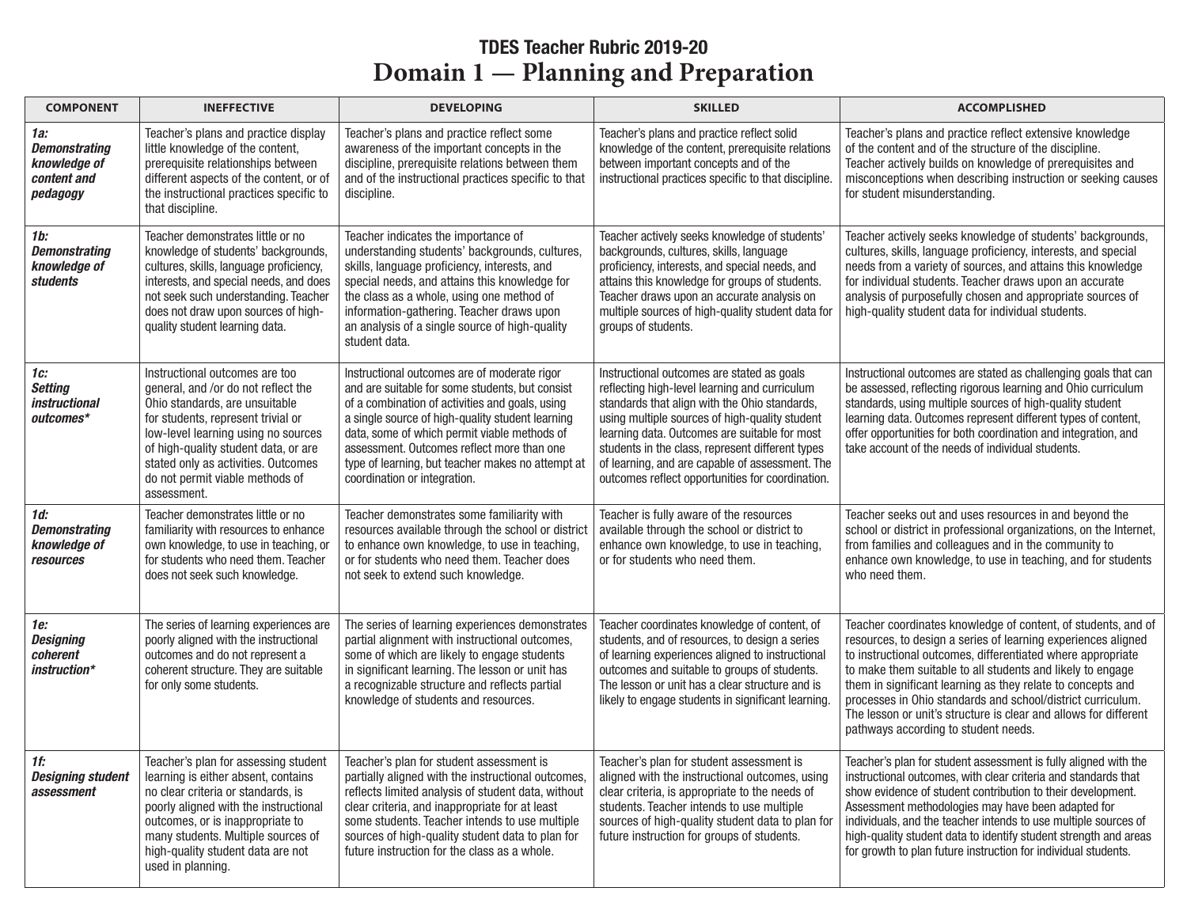# TDES Teacher Rubric 2019-20

## Domain 1 — Planning and Preparation

| COMPONENT | INEFFECTIVE | DEVELOPING | SKILLED | ACCOMPLISHED |
|---|---|---|---|---|
| ***1a: Demonstrating knowledge of content and pedagogy*** | Teacher's plans and practice display little knowledge of the content, prerequisite relationships between different aspects of the content, or of the instructional practices specific to that discipline. | Teacher's plans and practice reflect some awareness of the important concepts in the discipline, prerequisite relations between them and of the instructional practices specific to that discipline. | Teacher's plans and practice reflect solid knowledge of the content, prerequisite relations between important concepts and of the instructional practices specific to that discipline. | Teacher's plans and practice reflect extensive knowledge of the content and of the structure of the discipline. Teacher actively builds on knowledge of prerequisites and misconceptions when describing instruction or seeking causes for student misunderstanding. |
| ***1b: Demonstrating knowledge of students*** | Teacher demonstrates little or no knowledge of students' backgrounds, cultures, skills, language proficiency, interests, and special needs, and does not seek such understanding. Teacher does not draw upon sources of high-quality student learning data. | Teacher indicates the importance of understanding students' backgrounds, cultures, skills, language proficiency, interests, and special needs, and attains this knowledge for the class as a whole, using one method of information-gathering. Teacher draws upon an analysis of a single source of high-quality student data. | Teacher actively seeks knowledge of students' backgrounds, cultures, skills, language proficiency, interests, and special needs, and attains this knowledge for groups of students. Teacher draws upon an accurate analysis on multiple sources of high-quality student data for groups of students. | Teacher actively seeks knowledge of students' backgrounds, cultures, skills, language proficiency, interests, and special needs from a variety of sources, and attains this knowledge for individual students. Teacher draws upon an accurate analysis of purposefully chosen and appropriate sources of high-quality student data for individual students. |
| ***1c: Setting instructional outcomes**** | Instructional outcomes are too general, and /or do not reflect the Ohio standards, are unsuitable for students, represent trivial or low-level learning using no sources of high-quality student data, or are stated only as activities. Outcomes do not permit viable methods of assessment. | Instructional outcomes are of moderate rigor and are suitable for some students, but consist of a combination of activities and goals, using a single source of high-quality student learning data, some of which permit viable methods of assessment. Outcomes reflect more than one type of learning, but teacher makes no attempt at coordination or integration. | Instructional outcomes are stated as goals reflecting high-level learning and curriculum standards that align with the Ohio standards, using multiple sources of high-quality student learning data. Outcomes are suitable for most students in the class, represent different types of learning, and are capable of assessment. The outcomes reflect opportunities for coordination. | Instructional outcomes are stated as challenging goals that can be assessed, reflecting rigorous learning and Ohio curriculum standards, using multiple sources of high-quality student learning data. Outcomes represent different types of content, offer opportunities for both coordination and integration, and take account of the needs of individual students. |
| ***1d: Demonstrating knowledge of resources*** | Teacher demonstrates little or no familiarity with resources to enhance own knowledge, to use in teaching, or for students who need them. Teacher does not seek such knowledge. | Teacher demonstrates some familiarity with resources available through the school or district to enhance own knowledge, to use in teaching, or for students who need them. Teacher does not seek to extend such knowledge. | Teacher is fully aware of the resources available through the school or district to enhance own knowledge, to use in teaching, or for students who need them. | Teacher seeks out and uses resources in and beyond the school or district in professional organizations, on the Internet, from families and colleagues and in the community to enhance own knowledge, to use in teaching, and for students who need them. |
| ***1e: Designing coherent instruction**** | The series of learning experiences are poorly aligned with the instructional outcomes and do not represent a coherent structure. They are suitable for only some students. | The series of learning experiences demonstrates partial alignment with instructional outcomes, some of which are likely to engage students in significant learning. The lesson or unit has a recognizable structure and reflects partial knowledge of students and resources. | Teacher coordinates knowledge of content, of students, and of resources, to design a series of learning experiences aligned to instructional outcomes and suitable to groups of students. The lesson or unit has a clear structure and is likely to engage students in significant learning. | Teacher coordinates knowledge of content, of students, and of resources, to design a series of learning experiences aligned to instructional outcomes, differentiated where appropriate to make them suitable to all students and likely to engage them in significant learning as they relate to concepts and processes in Ohio standards and school/district curriculum. The lesson or unit's structure is clear and allows for different pathways according to student needs. |
| ***1f: Designing student assessment*** | Teacher's plan for assessing student learning is either absent, contains no clear criteria or standards, is poorly aligned with the instructional outcomes, or is inappropriate to many students. Multiple sources of high-quality student data are not used in planning. | Teacher's plan for student assessment is partially aligned with the instructional outcomes, reflects limited analysis of student data, without clear criteria, and inappropriate for at least some students. Teacher intends to use multiple sources of high-quality student data to plan for future instruction for the class as a whole. | Teacher's plan for student assessment is aligned with the instructional outcomes, using clear criteria, is appropriate to the needs of students. Teacher intends to use multiple sources of high-quality student data to plan for future instruction for groups of students. | Teacher's plan for student assessment is fully aligned with the instructional outcomes, with clear criteria and standards that show evidence of student contribution to their development. Assessment methodologies may have been adapted for individuals, and the teacher intends to use multiple sources of high-quality student data to identify student strength and areas for growth to plan future instruction for individual students. |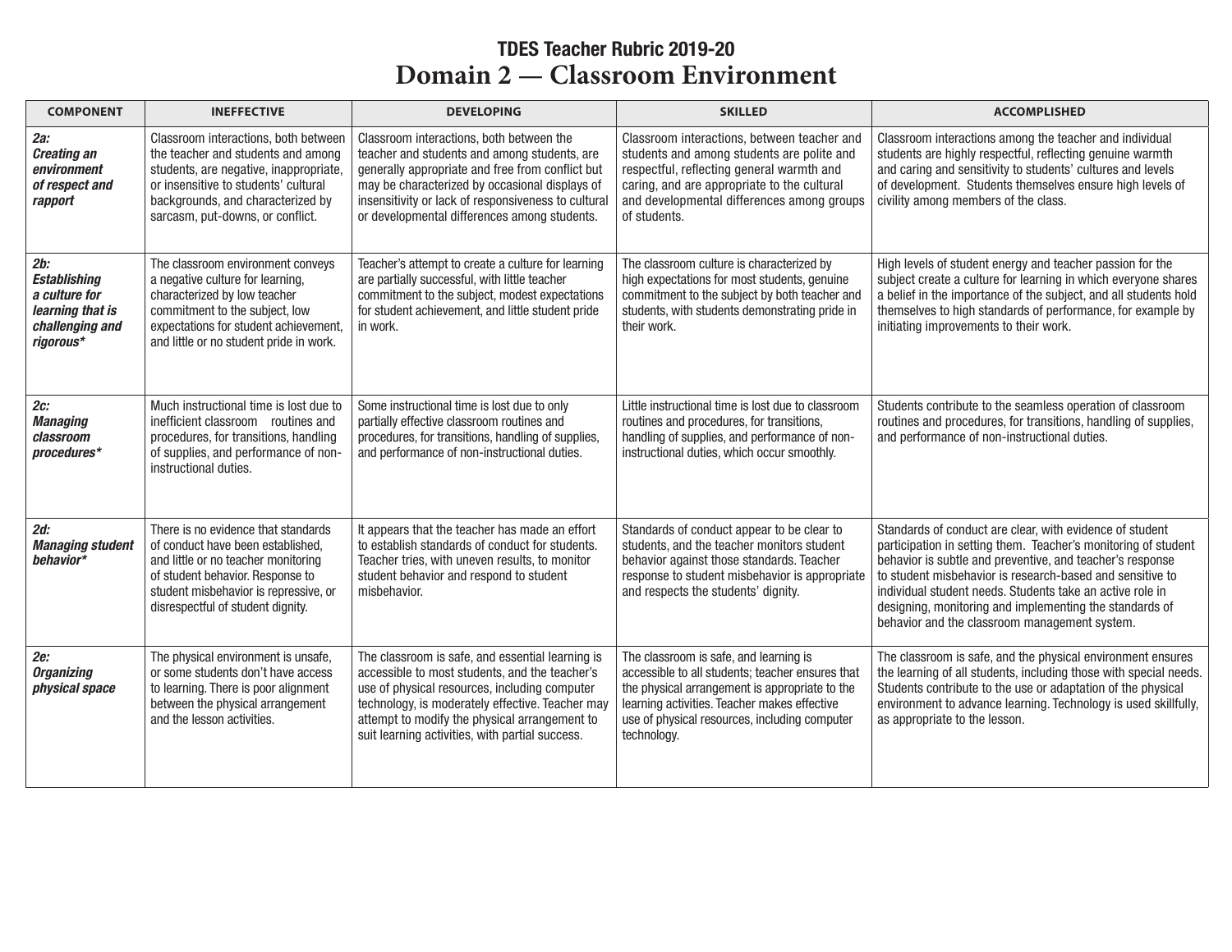## TDES Teacher Rubric 2019-20

# Domain 2 — Classroom Environment

| COMPONENT | INEFFECTIVE | DEVELOPING | SKILLED | ACCOMPLISHED |
|---|---|---|---|---|
| ***2a: Creating an environment of respect and rapport*** | Classroom interactions, both between the teacher and students and among students, are negative, inappropriate, or insensitive to students' cultural backgrounds, and characterized by sarcasm, put-downs, or conflict. | Classroom interactions, both between the teacher and students and among students, are generally appropriate and free from conflict but may be characterized by occasional displays of insensitivity or lack of responsiveness to cultural or developmental differences among students. | Classroom interactions, between teacher and students and among students are polite and respectful, reflecting general warmth and caring, and are appropriate to the cultural and developmental differences among groups of students. | Classroom interactions among the teacher and individual students are highly respectful, reflecting genuine warmth and caring and sensitivity to students' cultures and levels of development. Students themselves ensure high levels of civility among members of the class. |
| ***2b: Establishing a culture for learning that is challenging and rigorous**** | The classroom environment conveys a negative culture for learning, characterized by low teacher commitment to the subject, low expectations for student achievement, and little or no student pride in work. | Teacher's attempt to create a culture for learning are partially successful, with little teacher commitment to the subject, modest expectations for student achievement, and little student pride in work. | The classroom culture is characterized by high expectations for most students, genuine commitment to the subject by both teacher and students, with students demonstrating pride in their work. | High levels of student energy and teacher passion for the subject create a culture for learning in which everyone shares a belief in the importance of the subject, and all students hold themselves to high standards of performance, for example by initiating improvements to their work. |
| ***2c: Managing classroom procedures**** | Much instructional time is lost due to inefficient classroom routines and procedures, for transitions, handling of supplies, and performance of non-instructional duties. | Some instructional time is lost due to only partially effective classroom routines and procedures, for transitions, handling of supplies, and performance of non-instructional duties. | Little instructional time is lost due to classroom routines and procedures, for transitions, handling of supplies, and performance of non-instructional duties, which occur smoothly. | Students contribute to the seamless operation of classroom routines and procedures, for transitions, handling of supplies, and performance of non-instructional duties. |
| ***2d: Managing student behavior**** | There is no evidence that standards of conduct have been established, and little or no teacher monitoring of student behavior. Response to student misbehavior is repressive, or disrespectful of student dignity. | It appears that the teacher has made an effort to establish standards of conduct for students. Teacher tries, with uneven results, to monitor student behavior and respond to student misbehavior. | Standards of conduct appear to be clear to students, and the teacher monitors student behavior against those standards. Teacher response to student misbehavior is appropriate and respects the students' dignity. | Standards of conduct are clear, with evidence of student participation in setting them. Teacher's monitoring of student behavior is subtle and preventive, and teacher's response to student misbehavior is research-based and sensitive to individual student needs. Students take an active role in designing, monitoring and implementing the standards of behavior and the classroom management system. |
| ***2e: Organizing physical space*** | The physical environment is unsafe, or some students don't have access to learning. There is poor alignment between the physical arrangement and the lesson activities. | The classroom is safe, and essential learning is accessible to most students, and the teacher's use of physical resources, including computer technology, is moderately effective. Teacher may attempt to modify the physical arrangement to suit learning activities, with partial success. | The classroom is safe, and learning is accessible to all students; teacher ensures that the physical arrangement is appropriate to the learning activities. Teacher makes effective use of physical resources, including computer technology. | The classroom is safe, and the physical environment ensures the learning of all students, including those with special needs. Students contribute to the use or adaptation of the physical environment to advance learning. Technology is used skillfully, as appropriate to the lesson. |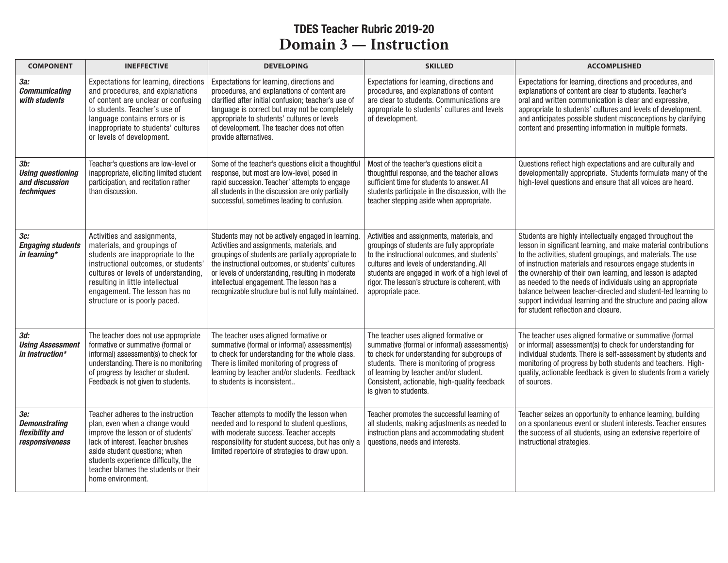# TDES Teacher Rubric 2019-20

## Domain 3 — Instruction

| COMPONENT | INEFFECTIVE | DEVELOPING | SKILLED | ACCOMPLISHED |
|---|---|---|---|---|
| ***3a: Communicating with students*** | Expectations for learning, directions and procedures, and explanations of content are unclear or confusing to students. Teacher's use of language contains errors or is inappropriate to students' cultures or levels of development. | Expectations for learning, directions and procedures, and explanations of content are clarified after initial confusion; teacher's use of language is correct but may not be completely appropriate to students' cultures or levels of development. The teacher does not often provide alternatives. | Expectations for learning, directions and procedures, and explanations of content are clear to students. Communications are appropriate to students' cultures and levels of development. | Expectations for learning, directions and procedures, and explanations of content are clear to students. Teacher's oral and written communication is clear and expressive, appropriate to students' cultures and levels of development, and anticipates possible student misconceptions by clarifying content and presenting information in multiple formats. |
| ***3b: Using questioning and discussion techniques*** | Teacher's questions are low-level or inappropriate, eliciting limited student participation, and recitation rather than discussion. | Some of the teacher's questions elicit a thoughtful response, but most are low-level, posed in rapid succession. Teacher' attempts to engage all students in the discussion are only partially successful, sometimes leading to confusion. | Most of the teacher's questions elicit a thoughtful response, and the teacher allows sufficient time for students to answer. All students participate in the discussion, with the teacher stepping aside when appropriate. | Questions reflect high expectations and are culturally and developmentally appropriate. Students formulate many of the high-level questions and ensure that all voices are heard. |
| ***3c: Engaging students in learning**** | Activities and assignments, materials, and groupings of students are inappropriate to the instructional outcomes, or students' cultures or levels of understanding, resulting in little intellectual engagement. The lesson has no structure or is poorly paced. | Students may not be actively engaged in learning. Activities and assignments, materials, and groupings of students are partially appropriate to the instructional outcomes, or students' cultures or levels of understanding, resulting in moderate intellectual engagement. The lesson has a recognizable structure but is not fully maintained. | Activities and assignments, materials, and groupings of students are fully appropriate to the instructional outcomes, and students' cultures and levels of understanding. All students are engaged in work of a high level of rigor. The lesson's structure is coherent, with appropriate pace. | Students are highly intellectually engaged throughout the lesson in significant learning, and make material contributions to the activities, student groupings, and materials. The use of instruction materials and resources engage students in the ownership of their own learning, and lesson is adapted as needed to the needs of individuals using an appropriate balance between teacher-directed and student-led learning to support individual learning and the structure and pacing allow for student reflection and closure. |
| ***3d: Using Assessment in Instruction**** | The teacher does not use appropriate formative or summative (formal or informal) assessment(s) to check for understanding. There is no monitoring of progress by teacher or student. Feedback is not given to students. | The teacher uses aligned formative or summative (formal or informal) assessment(s) to check for understanding for the whole class. There is limited monitoring of progress of learning by teacher and/or students. Feedback to students is inconsistent.. | The teacher uses aligned formative or summative (formal or informal) assessment(s) to check for understanding for subgroups of students. There is monitoring of progress of learning by teacher and/or student. Consistent, actionable, high-quality feedback is given to students. | The teacher uses aligned formative or summative (formal or informal) assessment(s) to check for understanding for individual students. There is self-assessment by students and monitoring of progress by both students and teachers. High-quality, actionable feedback is given to students from a variety of sources. |
| ***3e: Demonstrating flexibility and responsiveness*** | Teacher adheres to the instruction plan, even when a change would improve the lesson or of students' lack of interest. Teacher brushes aside student questions; when students experience difficulty, the teacher blames the students or their home environment. | Teacher attempts to modify the lesson when needed and to respond to student questions, with moderate success. Teacher accepts responsibility for student success, but has only a limited repertoire of strategies to draw upon. | Teacher promotes the successful learning of all students, making adjustments as needed to instruction plans and accommodating student questions, needs and interests. | Teacher seizes an opportunity to enhance learning, building on a spontaneous event or student interests. Teacher ensures the success of all students, using an extensive repertoire of instructional strategies. |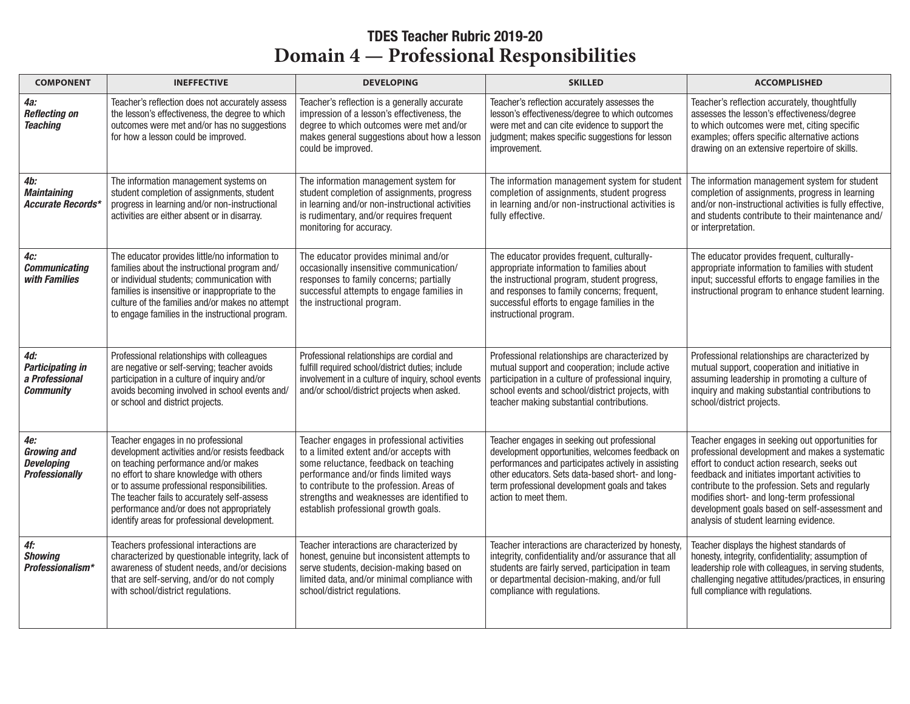## TDES Teacher Rubric 2019-20

# Domain 4 — Professional Responsibilities

| COMPONENT | INEFFECTIVE | DEVELOPING | SKILLED | ACCOMPLISHED |
|---|---|---|---|---|
| ***4a: Reflecting on Teaching*** | Teacher's reflection does not accurately assess the lesson's effectiveness, the degree to which outcomes were met and/or has no suggestions for how a lesson could be improved. | Teacher's reflection is a generally accurate impression of a lesson's effectiveness, the degree to which outcomes were met and/or makes general suggestions about how a lesson could be improved. | Teacher's reflection accurately assesses the lesson's effectiveness/degree to which outcomes were met and can cite evidence to support the judgment; makes specific suggestions for lesson improvement. | Teacher's reflection accurately, thoughtfully assesses the lesson's effectiveness/degree to which outcomes were met, citing specific examples; offers specific alternative actions drawing on an extensive repertoire of skills. |
| ***4b: Maintaining Accurate Records**** | The information management systems on student completion of assignments, student progress in learning and/or non-instructional activities are either absent or in disarray. | The information management system for student completion of assignments, progress in learning and/or non-instructional activities is rudimentary, and/or requires frequent monitoring for accuracy. | The information management system for student completion of assignments, student progress in learning and/or non-instructional activities is fully effective. | The information management system for student completion of assignments, progress in learning and/or non-instructional activities is fully effective, and students contribute to their maintenance and/or interpretation. |
| ***4c: Communicating with Families*** | The educator provides little/no information to families about the instructional program and/or individual students; communication with families is insensitive or inappropriate to the culture of the families and/or makes no attempt to engage families in the instructional program. | The educator provides minimal and/or occasionally insensitive communication/responses to family concerns; partially successful attempts to engage families in the instructional program. | The educator provides frequent, culturally-appropriate information to families about the instructional program, student progress, and responses to family concerns; frequent, successful efforts to engage families in the instructional program. | The educator provides frequent, culturally-appropriate information to families with student input; successful efforts to engage families in the instructional program to enhance student learning. |
| ***4d: Participating in a Professional Community*** | Professional relationships with colleagues are negative or self-serving; teacher avoids participation in a culture of inquiry and/or avoids becoming involved in school events and/or school and district projects. | Professional relationships are cordial and fulfill required school/district duties; include involvement in a culture of inquiry, school events and/or school/district projects when asked. | Professional relationships are characterized by mutual support and cooperation; include active participation in a culture of professional inquiry, school events and school/district projects, with teacher making substantial contributions. | Professional relationships are characterized by mutual support, cooperation and initiative in assuming leadership in promoting a culture of inquiry and making substantial contributions to school/district projects. |
| ***4e: Growing and Developing Professionally*** | Teacher engages in no professional development activities and/or resists feedback on teaching performance and/or makes no effort to share knowledge with others or to assume professional responsibilities. The teacher fails to accurately self-assess performance and/or does not appropriately identify areas for professional development. | Teacher engages in professional activities to a limited extent and/or accepts with some reluctance, feedback on teaching performance and/or finds limited ways to contribute to the profession. Areas of strengths and weaknesses are identified to establish professional growth goals. | Teacher engages in seeking out professional development opportunities, welcomes feedback on performances and participates actively in assisting other educators. Sets data-based short- and long-term professional development goals and takes action to meet them. | Teacher engages in seeking out opportunities for professional development and makes a systematic effort to conduct action research, seeks out feedback and initiates important activities to contribute to the profession. Sets and regularly modifies short- and long-term professional development goals based on self-assessment and analysis of student learning evidence. |
| ***4f: Showing Professionalism**** | Teachers professional interactions are characterized by questionable integrity, lack of awareness of student needs, and/or decisions that are self-serving, and/or do not comply with school/district regulations. | Teacher interactions are characterized by honest, genuine but inconsistent attempts to serve students, decision-making based on limited data, and/or minimal compliance with school/district regulations. | Teacher interactions are characterized by honesty, integrity, confidentiality and/or assurance that all students are fairly served, participation in team or departmental decision-making, and/or full compliance with regulations. | Teacher displays the highest standards of honesty, integrity, confidentiality; assumption of leadership role with colleagues, in serving students, challenging negative attitudes/practices, in ensuring full compliance with regulations. |